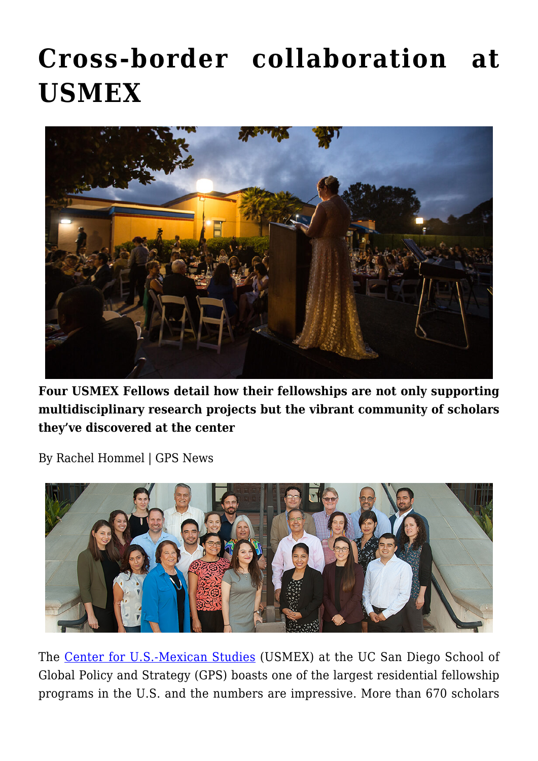# Cross-border collaboration at USMEX

**Four USMEX Fellows detail how their fellowships are not only supporting multidisciplinary research projects but the vibrant community of scholars they've discovered at the center**

By Rachel Hommel | GPS News

The [Center for U.S.-Mexican Studies](#) (USMEX) at the UC San Diego School of Global Policy and Strategy (GPS) boasts one of the largest residential fellowship programs in the U.S. and the numbers are impressive. More than 670 scholars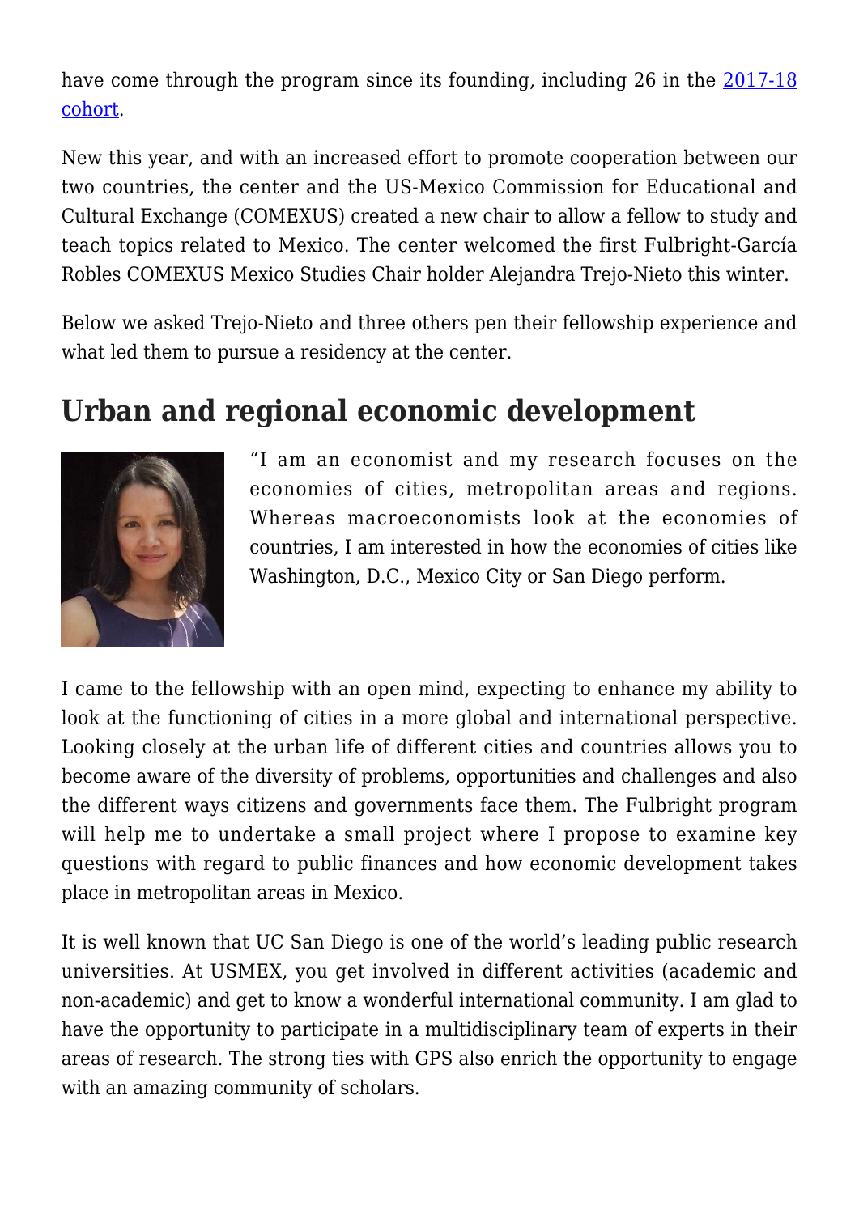have come through the program since its founding, including 26 in the [2017-18 cohort](#).

New this year, and with an increased effort to promote cooperation between our two countries, the center and the US-Mexico Commission for Educational and Cultural Exchange (COMEXUS) created a new chair to allow a fellow to study and teach topics related to Mexico. The center welcomed the first Fulbright-García Robles COMEXUS Mexico Studies Chair holder Alejandra Trejo-Nieto this winter.

Below we asked Trejo-Nieto and three others pen their fellowship experience and what led them to pursue a residency at the center.

## Urban and regional economic development

"I am an economist and my research focuses on the economies of cities, metropolitan areas and regions. Whereas macroeconomists look at the economies of countries, I am interested in how the economies of cities like Washington, D.C., Mexico City or San Diego perform.

I came to the fellowship with an open mind, expecting to enhance my ability to look at the functioning of cities in a more global and international perspective. Looking closely at the urban life of different cities and countries allows you to become aware of the diversity of problems, opportunities and challenges and also the different ways citizens and governments face them. The Fulbright program will help me to undertake a small project where I propose to examine key questions with regard to public finances and how economic development takes place in metropolitan areas in Mexico.

It is well known that UC San Diego is one of the world's leading public research universities. At USMEX, you get involved in different activities (academic and non-academic) and get to know a wonderful international community. I am glad to have the opportunity to participate in a multidisciplinary team of experts in their areas of research. The strong ties with GPS also enrich the opportunity to engage with an amazing community of scholars.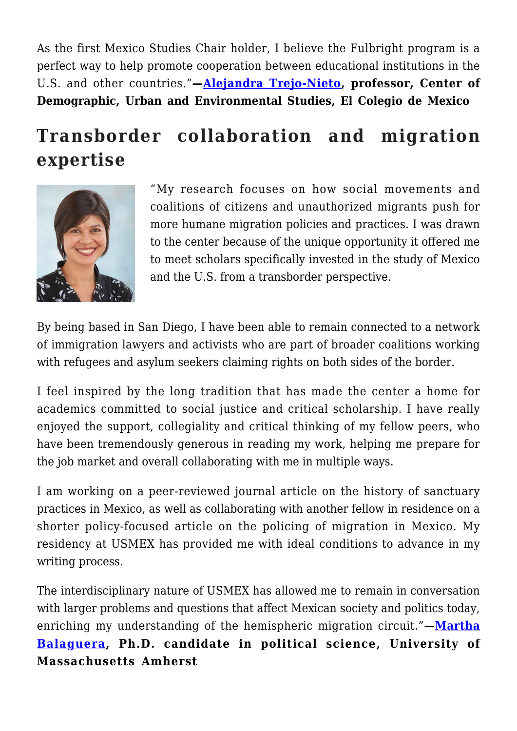As the first Mexico Studies Chair holder, I believe the Fulbright program is a perfect way to help promote cooperation between educational institutions in the U.S. and other countries."—**Alejandra Trejo-Nieto, professor, Center of Demographic, Urban and Environmental Studies, El Colegio de Mexico**

## Transborder collaboration and migration expertise

"My research focuses on how social movements and coalitions of citizens and unauthorized migrants push for more humane migration policies and practices. I was drawn to the center because of the unique opportunity it offered me to meet scholars specifically invested in the study of Mexico and the U.S. from a transborder perspective.

By being based in San Diego, I have been able to remain connected to a network of immigration lawyers and activists who are part of broader coalitions working with refugees and asylum seekers claiming rights on both sides of the border.

I feel inspired by the long tradition that has made the center a home for academics committed to social justice and critical scholarship. I have really enjoyed the support, collegiality and critical thinking of my fellow peers, who have been tremendously generous in reading my work, helping me prepare for the job market and overall collaborating with me in multiple ways.

I am working on a peer-reviewed journal article on the history of sanctuary practices in Mexico, as well as collaborating with another fellow in residence on a shorter policy-focused article on the policing of migration in Mexico. My residency at USMEX has provided me with ideal conditions to advance in my writing process.

The interdisciplinary nature of USMEX has allowed me to remain in conversation with larger problems and questions that affect Mexican society and politics today, enriching my understanding of the hemispheric migration circuit."—**Martha Balaguera, Ph.D. candidate in political science, University of Massachusetts Amherst**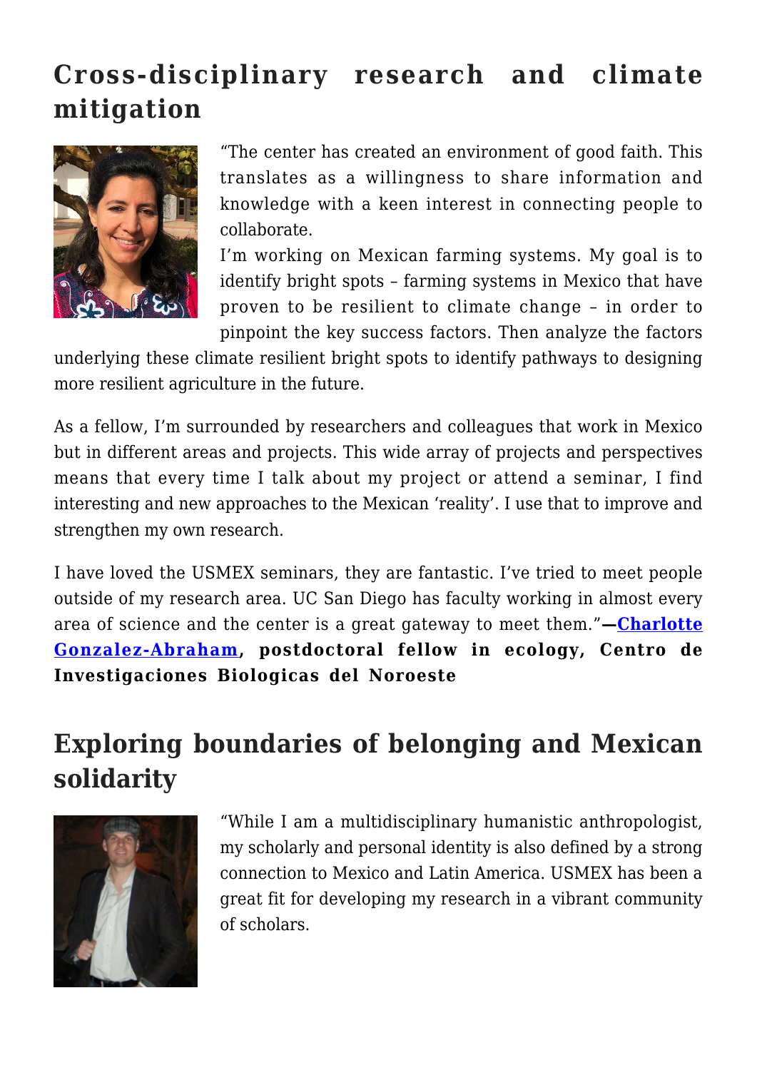## Cross-disciplinary research and climate mitigation

"The center has created an environment of good faith. This translates as a willingness to share information and knowledge with a keen interest in connecting people to collaborate.

I'm working on Mexican farming systems. My goal is to identify bright spots – farming systems in Mexico that have proven to be resilient to climate change – in order to pinpoint the key success factors. Then analyze the factors underlying these climate resilient bright spots to identify pathways to designing more resilient agriculture in the future.

As a fellow, I'm surrounded by researchers and colleagues that work in Mexico but in different areas and projects. This wide array of projects and perspectives means that every time I talk about my project or attend a seminar, I find interesting and new approaches to the Mexican 'reality'. I use that to improve and strengthen my own research.

I have loved the USMEX seminars, they are fantastic. I've tried to meet people outside of my research area. UC San Diego has faculty working in almost every area of science and the center is a great gateway to meet them."**—Charlotte Gonzalez-Abraham, postdoctoral fellow in ecology, Centro de Investigaciones Biologicas del Noroeste**

## Exploring boundaries of belonging and Mexican solidarity

"While I am a multidisciplinary humanistic anthropologist, my scholarly and personal identity is also defined by a strong connection to Mexico and Latin America. USMEX has been a great fit for developing my research in a vibrant community of scholars.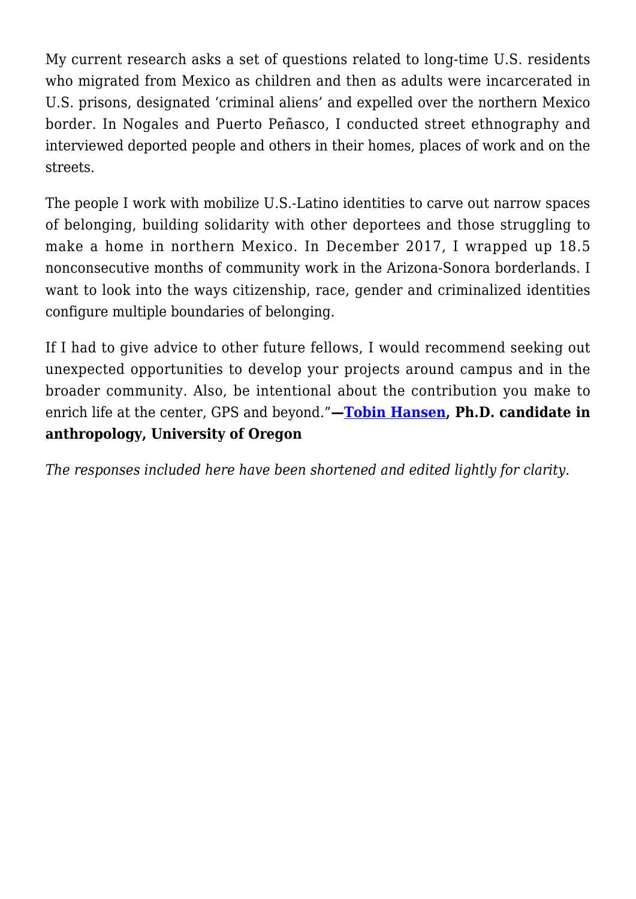My current research asks a set of questions related to long-time U.S. residents who migrated from Mexico as children and then as adults were incarcerated in U.S. prisons, designated 'criminal aliens' and expelled over the northern Mexico border. In Nogales and Puerto Peñasco, I conducted street ethnography and interviewed deported people and others in their homes, places of work and on the streets.

The people I work with mobilize U.S.-Latino identities to carve out narrow spaces of belonging, building solidarity with other deportees and those struggling to make a home in northern Mexico. In December 2017, I wrapped up 18.5 nonconsecutive months of community work in the Arizona-Sonora borderlands. I want to look into the ways citizenship, race, gender and criminalized identities configure multiple boundaries of belonging.

If I had to give advice to other future fellows, I would recommend seeking out unexpected opportunities to develop your projects around campus and in the broader community. Also, be intentional about the contribution you make to enrich life at the center, GPS and beyond."**—Tobin Hansen, Ph.D. candidate in anthropology, University of Oregon**

*The responses included here have been shortened and edited lightly for clarity.*